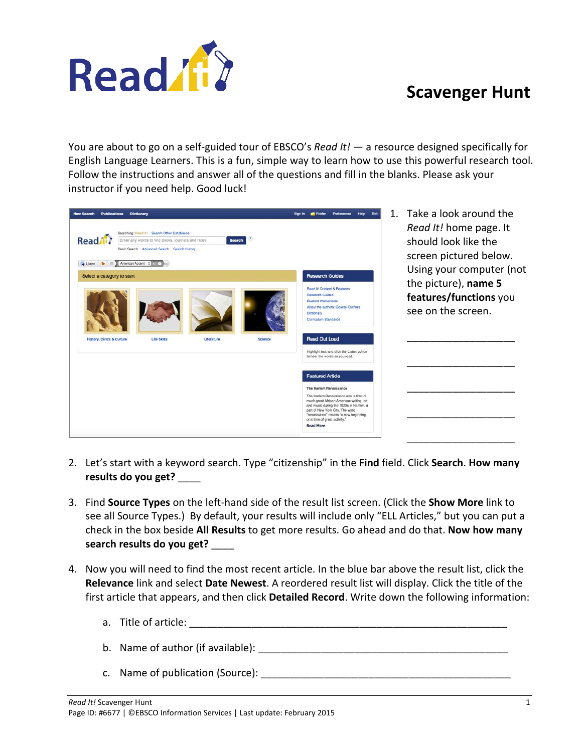# Read It! Scavenger Hunt

You are about to go on a self-guided tour of EBSCO's *Read It!* — a resource designed specifically for English Language Learners. This is a fun, simple way to learn how to use this powerful research tool. Follow the instructions and answer all of the questions and fill in the blanks. Please ask your instructor if you need help. Good luck!

1. Take a look around the *Read It!* home page. It should look like the screen pictured below. Using your computer (not the picture), **name 5 features/functions** you see on the screen.

   ____________________

   ____________________

   ____________________

   ____________________

   ____________________

2. Let's start with a keyword search. Type "citizenship" in the **Find** field. Click **Search**. **How many results do you get?** ____

3. Find **Source Types** on the left-hand side of the result list screen. (Click the **Show More** link to see all Source Types.) By default, your results will include only "ELL Articles," but you can put a check in the box beside **All Results** to get more results. Go ahead and do that. **Now how many search results do you get?** ____

4. Now you will need to find the most recent article. In the blue bar above the result list, click the **Relevance** link and select **Date Newest**. A reordered result list will display. Click the title of the first article that appears, and then click **Detailed Record**. Write down the following information:

   a. Title of article: ____________________________________________________________

   b. Name of author (if available): ____________________________________________

   c. Name of publication (Source): ____________________________________________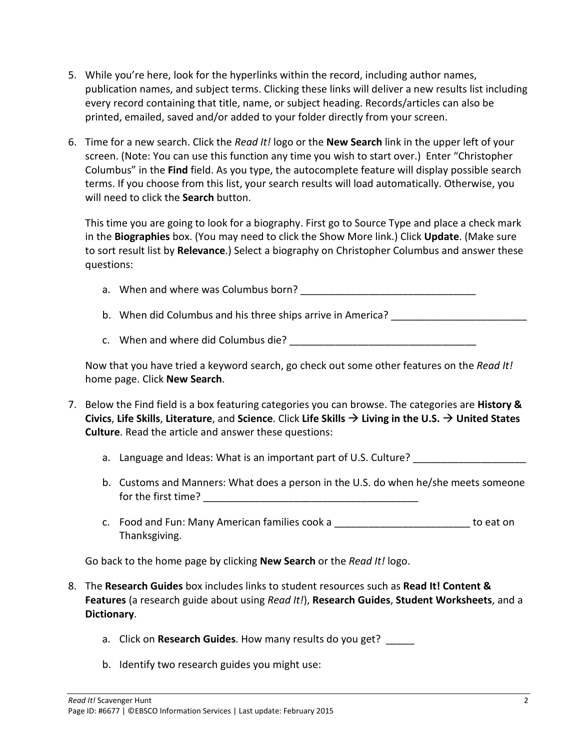5. While you're here, look for the hyperlinks within the record, including author names, publication names, and subject terms. Clicking these links will deliver a new results list including every record containing that title, name, or subject heading. Records/articles can also be printed, emailed, saved and/or added to your folder directly from your screen.

6. Time for a new search. Click the *Read It!* logo or the **New Search** link in the upper left of your screen. (Note: You can use this function any time you wish to start over.) Enter "Christopher Columbus" in the **Find** field. As you type, the autocomplete feature will display possible search terms. If you choose from this list, your search results will load automatically. Otherwise, you will need to click the **Search** button.

   This time you are going to look for a biography. First go to Source Type and place a check mark in the **Biographies** box. (You may need to click the Show More link.) Click **Update**. (Make sure to sort result list by **Relevance**.) Select a biography on Christopher Columbus and answer these questions:

   a. When and where was Columbus born? _______________________________

   b. When did Columbus and his three ships arrive in America? ________________________

   c. When and where did Columbus die? _________________________________

   Now that you have tried a keyword search, go check out some other features on the *Read It!* home page. Click **New Search**.

7. Below the Find field is a box featuring categories you can browse. The categories are **History & Civics**, **Life Skills**, **Literature**, and **Science**. Click **Life Skills → Living in the U.S. → United States Culture**. Read the article and answer these questions:

   a. Language and Ideas: What is an important part of U.S. Culture? ___________________

   b. Customs and Manners: What does a person in the U.S. do when he/she meets someone for the first time? ______________________________________

   c. Food and Fun: Many American families cook a ________________________ to eat on Thanksgiving.

   Go back to the home page by clicking **New Search** or the *Read It!* logo.

8. The **Research Guides** box includes links to student resources such as **Read It! Content & Features** (a research guide about using *Read It!*), **Research Guides**, **Student Worksheets**, and a **Dictionary**.

   a. Click on **Research Guides**. How many results do you get? _____

   b. Identify two research guides you might use: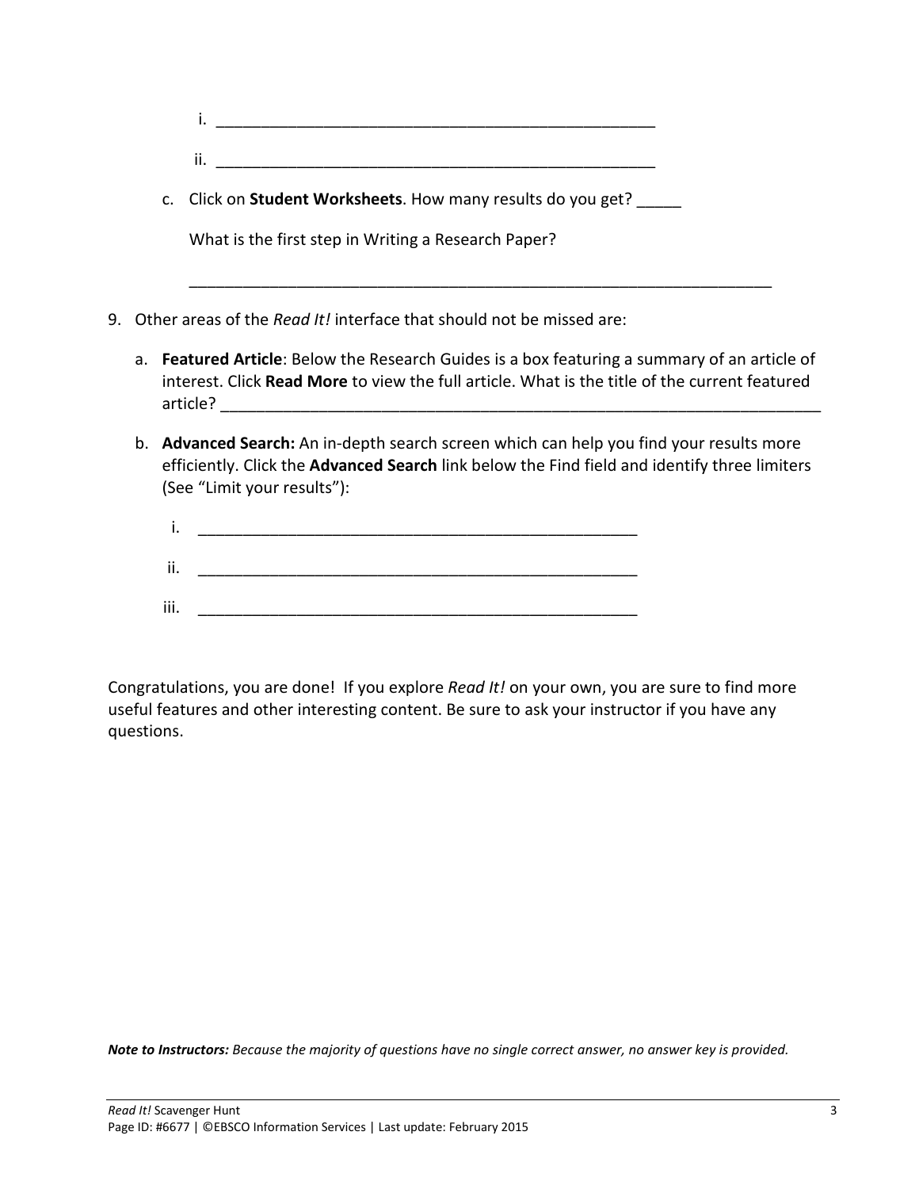i. ___________________________________________________

   ii. ___________________________________________________

   c. Click on **Student Worksheets**. How many results do you get? _____

      What is the first step in Writing a Research Paper?

      ____________________________________________________________________

9. Other areas of the *Read It!* interface that should not be missed are:

   a. **Featured Article**: Below the Research Guides is a box featuring a summary of an article of interest. Click **Read More** to view the full article. What is the title of the current featured article? _____________________________________________________________________

   b. **Advanced Search:** An in-depth search screen which can help you find your results more efficiently. Click the **Advanced Search** link below the Find field and identify three limiters (See "Limit your results"):

      i. ___________________________________________________

      ii. ___________________________________________________

      iii. ___________________________________________________

Congratulations, you are done! If you explore *Read It!* on your own, you are sure to find more useful features and other interesting content. Be sure to ask your instructor if you have any questions.

***Note to Instructors:*** *Because the majority of questions have no single correct answer, no answer key is provided.*